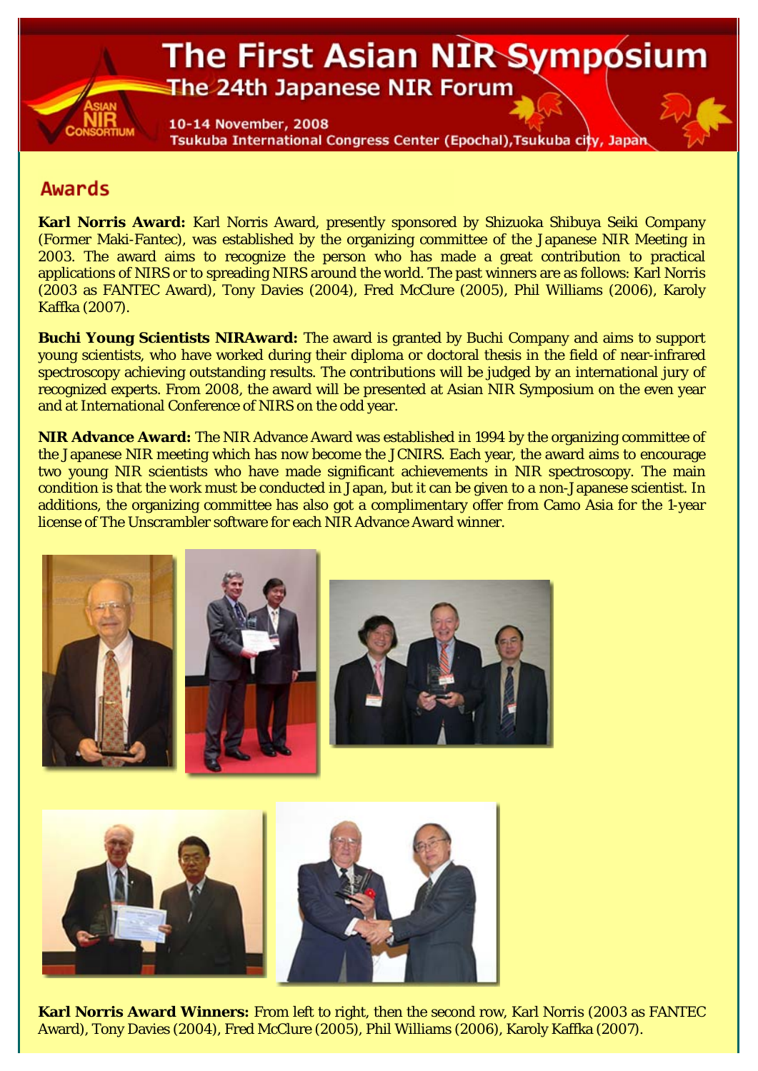# The First Asian NIR Symposium

## The 24th Japanese NIR Forum

10-14 November, 2008
Tsukuba International Congress Center (Epochal), Tsukuba city, Japan

## Awards

**Karl Norris Award:** Karl Norris Award, presently sponsored by Shizuoka Shibuya Seiki Company (Former Maki-Fantec), was established by the organizing committee of the Japanese NIR Meeting in 2003. The award aims to recognize the person who has made a great contribution to practical applications of NIRS or to spreading NIRS around the world. The past winners are as follows: Karl Norris (2003 as FANTEC Award), Tony Davies (2004), Fred McClure (2005), Phil Williams (2006), Karoly Kaffka (2007).

**Buchi Young Scientists NIRAward:** The award is granted by Buchi Company and aims to support young scientists, who have worked during their diploma or doctoral thesis in the field of near-infrared spectroscopy achieving outstanding results. The contributions will be judged by an international jury of recognized experts. From 2008, the award will be presented at Asian NIR Symposium on the even year and at International Conference of NIRS on the odd year.

**NIR Advance Award:** The NIR Advance Award was established in 1994 by the organizing committee of the Japanese NIR meeting which has now become the JCNIRS. Each year, the award aims to encourage two young NIR scientists who have made significant achievements in NIR spectroscopy. The main condition is that the work must be conducted in Japan, but it can be given to a non-Japanese scientist. In additions, the organizing committee has also got a complimentary offer from Camo Asia for the 1-year license of The Unscrambler software for each NIR Advance Award winner.

**Karl Norris Award Winners:** From left to right, then the second row, Karl Norris (2003 as FANTEC Award), Tony Davies (2004), Fred McClure (2005), Phil Williams (2006), Karoly Kaffka (2007).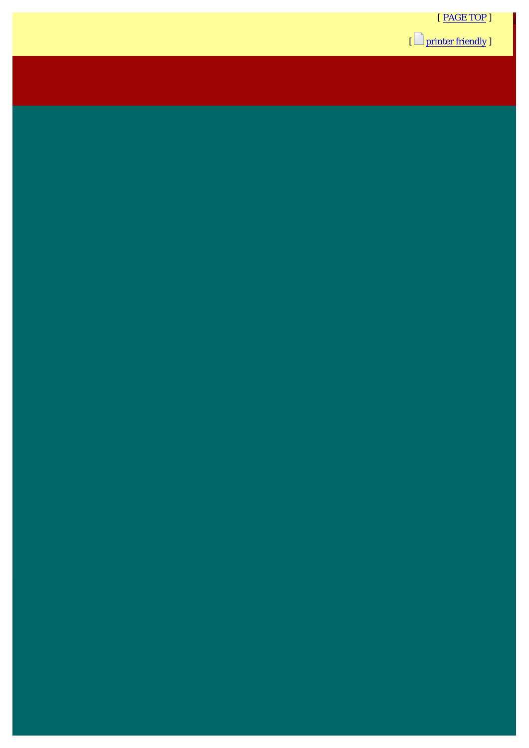[ PAGE TOP ]

[ printer friendly ]